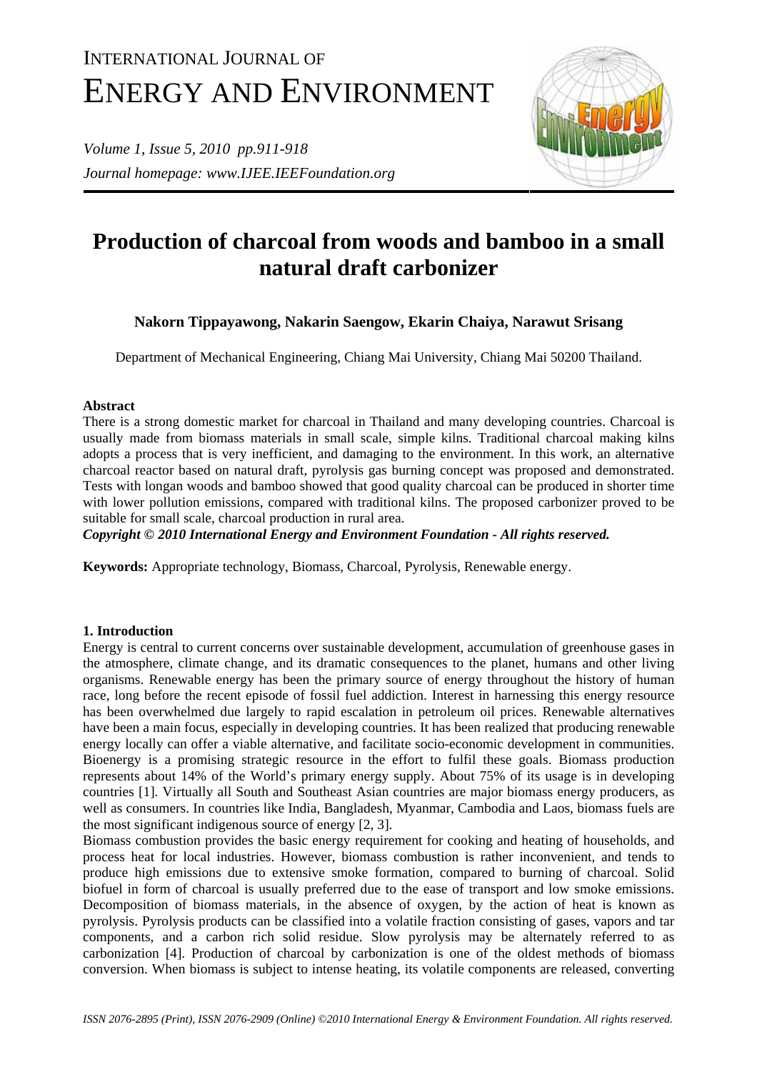# INTERNATIONAL JOURNAL OF ENERGY AND ENVIRONMENT

*Journal homepage: www.IJEE.IEEFoundation.org*

# Production of charcoal from woods and bamboo in a small natural draft carbonizer

**Nakorn Tippayawong, Nakarin Saengow, Ekarin Chaiya, Narawut Srisang**

Department of Mechanical Engineering, Chiang Mai University, Chiang Mai 50200 Thailand.

### Abstract

There is a strong domestic market for charcoal in Thailand and many developing countries. Charcoal is usually made from biomass materials in small scale, simple kilns. Traditional charcoal making kilns adopts a process that is very inefficient, and damaging to the environment. In this work, an alternative charcoal reactor based on natural draft, pyrolysis gas burning concept was proposed and demonstrated. Tests with longan woods and bamboo showed that good quality charcoal can be produced in shorter time with lower pollution emissions, compared with traditional kilns. The proposed carbonizer proved to be suitable for small scale, charcoal production in rural area.

***Copyright © 2010 International Energy and Environment Foundation - All rights reserved.***

**Keywords:** Appropriate technology, Biomass, Charcoal, Pyrolysis, Renewable energy.

### 1. Introduction

Energy is central to current concerns over sustainable development, accumulation of greenhouse gases in the atmosphere, climate change, and its dramatic consequences to the planet, humans and other living organisms. Renewable energy has been the primary source of energy throughout the history of human race, long before the recent episode of fossil fuel addiction. Interest in harnessing this energy resource has been overwhelmed due largely to rapid escalation in petroleum oil prices. Renewable alternatives have been a main focus, especially in developing countries. It has been realized that producing renewable energy locally can offer a viable alternative, and facilitate socio-economic development in communities. Bioenergy is a promising strategic resource in the effort to fulfil these goals. Biomass production represents about 14% of the World's primary energy supply. About 75% of its usage is in developing countries [1]. Virtually all South and Southeast Asian countries are major biomass energy producers, as well as consumers. In countries like India, Bangladesh, Myanmar, Cambodia and Laos, biomass fuels are the most significant indigenous source of energy [2, 3].

Biomass combustion provides the basic energy requirement for cooking and heating of households, and process heat for local industries. However, biomass combustion is rather inconvenient, and tends to produce high emissions due to extensive smoke formation, compared to burning of charcoal. Solid biofuel in form of charcoal is usually preferred due to the ease of transport and low smoke emissions. Decomposition of biomass materials, in the absence of oxygen, by the action of heat is known as pyrolysis. Pyrolysis products can be classified into a volatile fraction consisting of gases, vapors and tar components, and a carbon rich solid residue. Slow pyrolysis may be alternately referred to as carbonization [4]. Production of charcoal by carbonization is one of the oldest methods of biomass conversion. When biomass is subject to intense heating, its volatile components are released, converting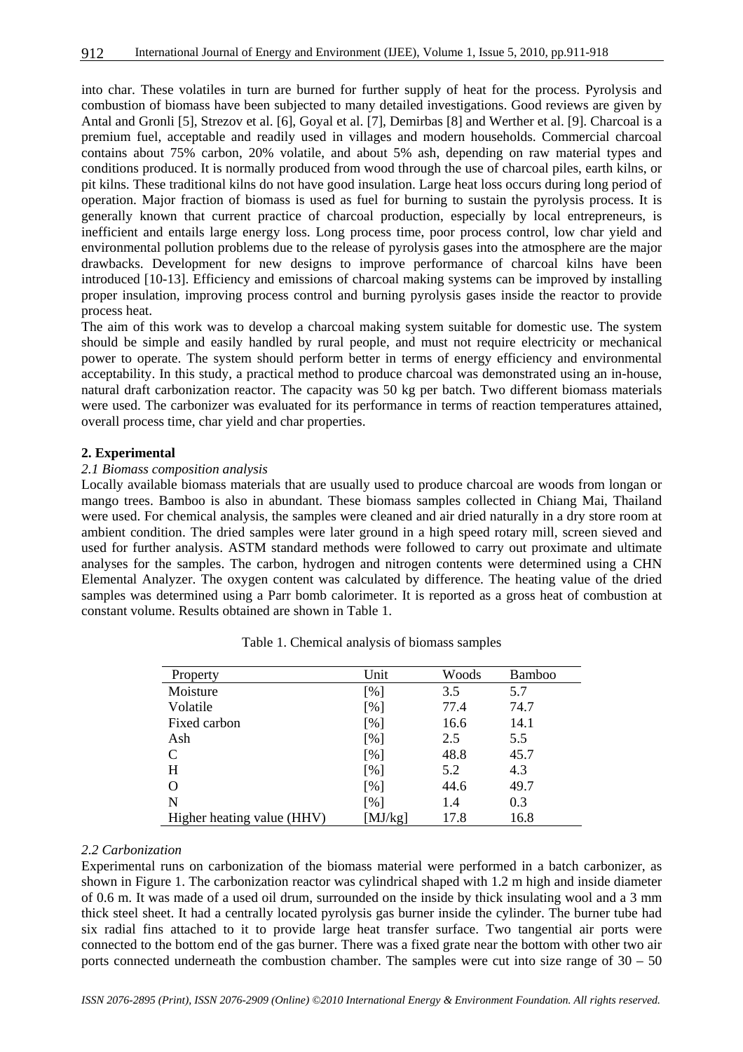into char. These volatiles in turn are burned for further supply of heat for the process. Pyrolysis and combustion of biomass have been subjected to many detailed investigations. Good reviews are given by Antal and Gronli [5], Strezov et al. [6], Goyal et al. [7], Demirbas [8] and Werther et al. [9]. Charcoal is a premium fuel, acceptable and readily used in villages and modern households. Commercial charcoal contains about 75% carbon, 20% volatile, and about 5% ash, depending on raw material types and conditions produced. It is normally produced from wood through the use of charcoal piles, earth kilns, or pit kilns. These traditional kilns do not have good insulation. Large heat loss occurs during long period of operation. Major fraction of biomass is used as fuel for burning to sustain the pyrolysis process. It is generally known that current practice of charcoal production, especially by local entrepreneurs, is inefficient and entails large energy loss. Long process time, poor process control, low char yield and environmental pollution problems due to the release of pyrolysis gases into the atmosphere are the major drawbacks. Development for new designs to improve performance of charcoal kilns have been introduced [10-13]. Efficiency and emissions of charcoal making systems can be improved by installing proper insulation, improving process control and burning pyrolysis gases inside the reactor to provide process heat.

The aim of this work was to develop a charcoal making system suitable for domestic use. The system should be simple and easily handled by rural people, and must not require electricity or mechanical power to operate. The system should perform better in terms of energy efficiency and environmental acceptability. In this study, a practical method to produce charcoal was demonstrated using an in-house, natural draft carbonization reactor. The capacity was 50 kg per batch. Two different biomass materials were used. The carbonizer was evaluated for its performance in terms of reaction temperatures attained, overall process time, char yield and char properties.

## 2. Experimental

### *2.1 Biomass composition analysis*

Locally available biomass materials that are usually used to produce charcoal are woods from longan or mango trees. Bamboo is also in abundant. These biomass samples collected in Chiang Mai, Thailand were used. For chemical analysis, the samples were cleaned and air dried naturally in a dry store room at ambient condition. The dried samples were later ground in a high speed rotary mill, screen sieved and used for further analysis. ASTM standard methods were followed to carry out proximate and ultimate analyses for the samples. The carbon, hydrogen and nitrogen contents were determined using a CHN Elemental Analyzer. The oxygen content was calculated by difference. The heating value of the dried samples was determined using a Parr bomb calorimeter. It is reported as a gross heat of combustion at constant volume. Results obtained are shown in Table 1.

Table 1. Chemical analysis of biomass samples

| Property | Unit | Woods | Bamboo |
|---|---|---|---|
| Moisture | [%] | 3.5 | 5.7 |
| Volatile | [%] | 77.4 | 74.7 |
| Fixed carbon | [%] | 16.6 | 14.1 |
| Ash | [%] | 2.5 | 5.5 |
| C | [%] | 48.8 | 45.7 |
| H | [%] | 5.2 | 4.3 |
| O | [%] | 44.6 | 49.7 |
| N | [%] | 1.4 | 0.3 |
| Higher heating value (HHV) | [MJ/kg] | 17.8 | 16.8 |

### *2.2 Carbonization*

Experimental runs on carbonization of the biomass material were performed in a batch carbonizer, as shown in Figure 1. The carbonization reactor was cylindrical shaped with 1.2 m high and inside diameter of 0.6 m. It was made of a used oil drum, surrounded on the inside by thick insulating wool and a 3 mm thick steel sheet. It had a centrally located pyrolysis gas burner inside the cylinder. The burner tube had six radial fins attached to it to provide large heat transfer surface. Two tangential air ports were connected to the bottom end of the gas burner. There was a fixed grate near the bottom with other two air ports connected underneath the combustion chamber. The samples were cut into size range of 30 – 50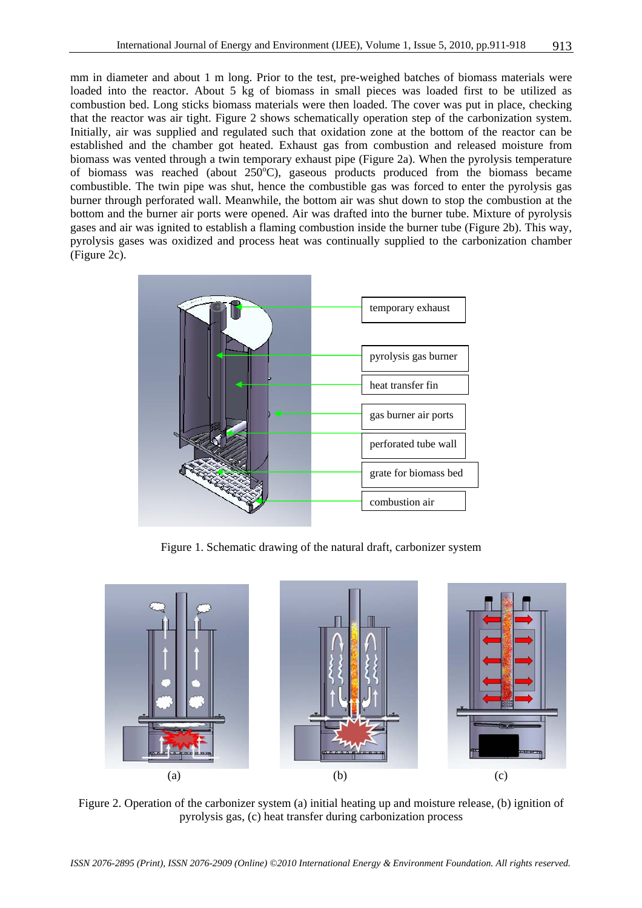mm in diameter and about 1 m long. Prior to the test, pre-weighed batches of biomass materials were loaded into the reactor. About 5 kg of biomass in small pieces was loaded first to be utilized as combustion bed. Long sticks biomass materials were then loaded. The cover was put in place, checking that the reactor was air tight. Figure 2 shows schematically operation step of the carbonization system. Initially, air was supplied and regulated such that oxidation zone at the bottom of the reactor can be established and the chamber got heated. Exhaust gas from combustion and released moisture from biomass was vented through a twin temporary exhaust pipe (Figure 2a). When the pyrolysis temperature of biomass was reached (about 250°C), gaseous products produced from the biomass became combustible. The twin pipe was shut, hence the combustible gas was forced to enter the pyrolysis gas burner through perforated wall. Meanwhile, the bottom air was shut down to stop the combustion at the bottom and the burner air ports were opened. Air was drafted into the burner tube. Mixture of pyrolysis gases and air was ignited to establish a flaming combustion inside the burner tube (Figure 2b). This way, pyrolysis gases was oxidized and process heat was continually supplied to the carbonization chamber (Figure 2c).

Figure 1. Schematic drawing of the natural draft, carbonizer system

Figure 2. Operation of the carbonizer system (a) initial heating up and moisture release, (b) ignition of pyrolysis gas, (c) heat transfer during carbonization process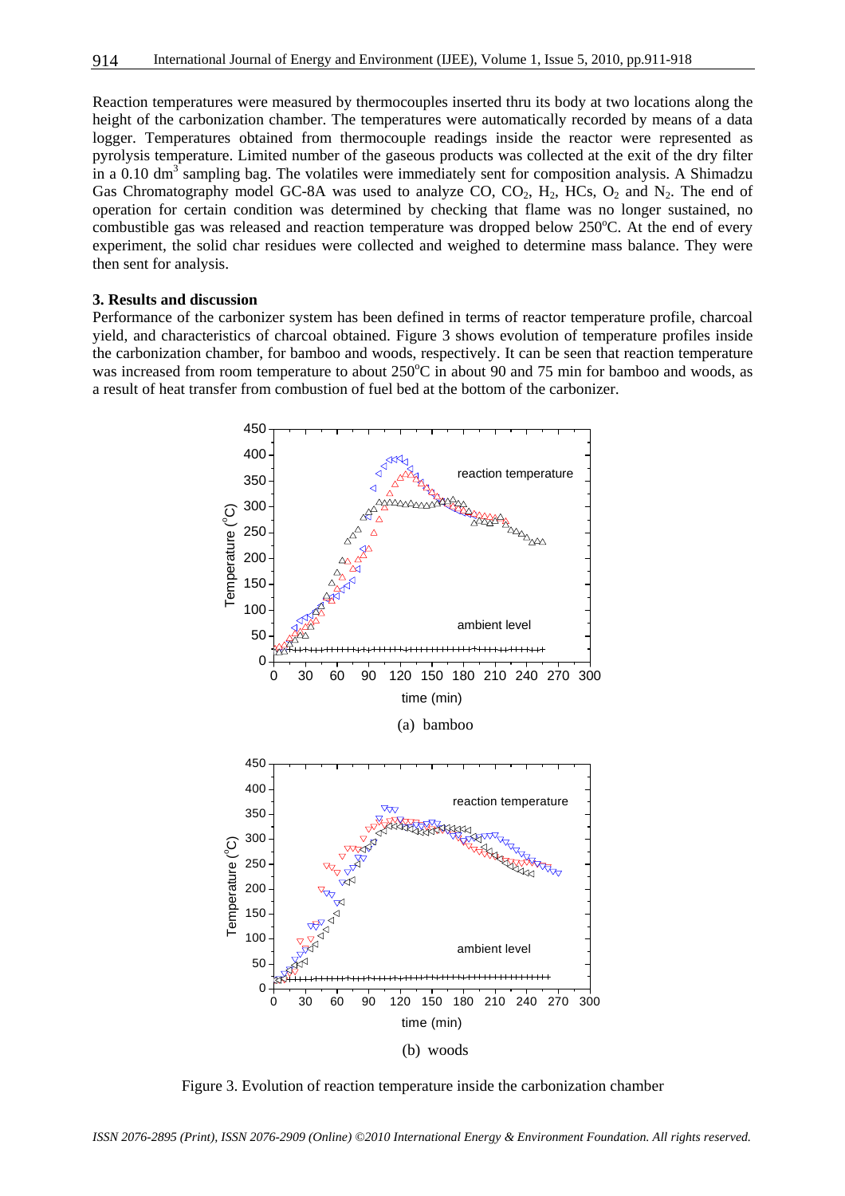Reaction temperatures were measured by thermocouples inserted thru its body at two locations along the height of the carbonization chamber. The temperatures were automatically recorded by means of a data logger. Temperatures obtained from thermocouple readings inside the reactor were represented as pyrolysis temperature. Limited number of the gaseous products was collected at the exit of the dry filter in a 0.10 $dm^3$ sampling bag. The volatiles were immediately sent for composition analysis. A Shimadzu Gas Chromatography model GC-8A was used to analyze CO, $CO_2$, $H_2$, HCs, $O_2$ and $N_2$. The end of operation for certain condition was determined by checking that flame was no longer sustained, no combustible gas was released and reaction temperature was dropped below 250$^o$C. At the end of every experiment, the solid char residues were collected and weighed to determine mass balance. They were then sent for analysis.

**3. Results and discussion**

Performance of the carbonizer system has been defined in terms of reactor temperature profile, charcoal yield, and characteristics of charcoal obtained. Figure 3 shows evolution of temperature profiles inside the carbonization chamber, for bamboo and woods, respectively. It can be seen that reaction temperature was increased from room temperature to about 250$^o$C in about 90 and 75 min for bamboo and woods, as a result of heat transfer from combustion of fuel bed at the bottom of the carbonizer.

(a) bamboo

(b) woods

Figure 3. Evolution of reaction temperature inside the carbonization chamber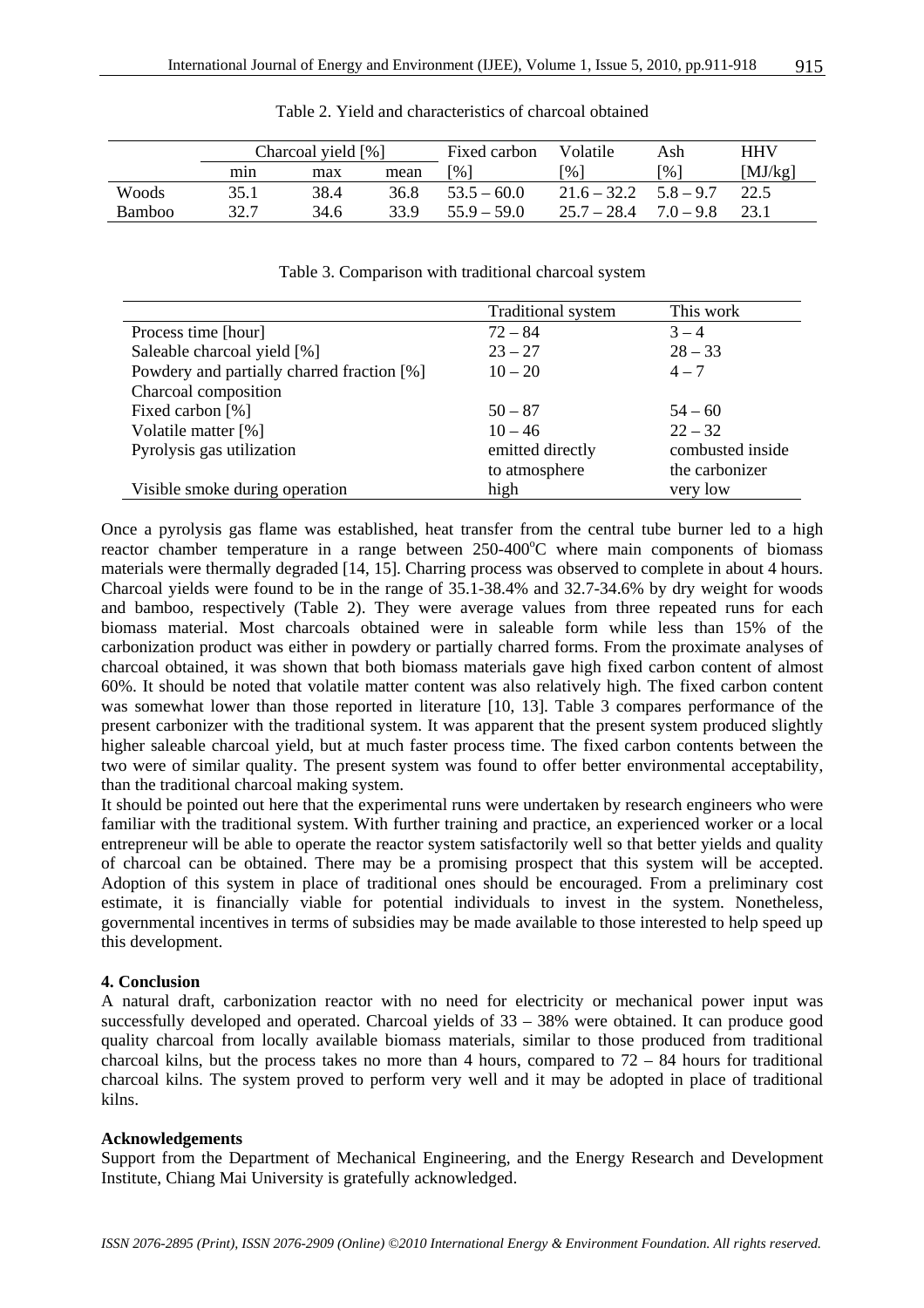Table 2. Yield and characteristics of charcoal obtained

| | Charcoal yield [%] | | | Fixed carbon | Volatile | Ash | HHV |
|---|---|---|---|---|---|---|---|
| | min | max | mean | [%] | [%] | [%] | [MJ/kg] |
| Woods | 35.1 | 38.4 | 36.8 | 53.5 – 60.0 | 21.6 – 32.2 | 5.8 – 9.7 | 22.5 |
| Bamboo | 32.7 | 34.6 | 33.9 | 55.9 – 59.0 | 25.7 – 28.4 | 7.0 – 9.8 | 23.1 |

Table 3. Comparison with traditional charcoal system

| | Traditional system | This work |
|---|---|---|
| Process time [hour] | 72 – 84 | 3 – 4 |
| Saleable charcoal yield [%] | 23 – 27 | 28 – 33 |
| Powdery and partially charred fraction [%] | 10 – 20 | 4 – 7 |
| Charcoal composition | | |
| Fixed carbon [%] | 50 – 87 | 54 – 60 |
| Volatile matter [%] | 10 – 46 | 22 – 32 |
| Pyrolysis gas utilization | emitted directly to atmosphere | combusted inside the carbonizer |
| Visible smoke during operation | high | very low |

Once a pyrolysis gas flame was established, heat transfer from the central tube burner led to a high reactor chamber temperature in a range between 250-400$^{o}$C where main components of biomass materials were thermally degraded [14, 15]. Charring process was observed to complete in about 4 hours. Charcoal yields were found to be in the range of 35.1-38.4% and 32.7-34.6% by dry weight for woods and bamboo, respectively (Table 2). They were average values from three repeated runs for each biomass material. Most charcoals obtained were in saleable form while less than 15% of the carbonization product was either in powdery or partially charred forms. From the proximate analyses of charcoal obtained, it was shown that both biomass materials gave high fixed carbon content of almost 60%. It should be noted that volatile matter content was also relatively high. The fixed carbon content was somewhat lower than those reported in literature [10, 13]. Table 3 compares performance of the present carbonizer with the traditional system. It was apparent that the present system produced slightly higher saleable charcoal yield, but at much faster process time. The fixed carbon contents between the two were of similar quality. The present system was found to offer better environmental acceptability, than the traditional charcoal making system.

It should be pointed out here that the experimental runs were undertaken by research engineers who were familiar with the traditional system. With further training and practice, an experienced worker or a local entrepreneur will be able to operate the reactor system satisfactorily well so that better yields and quality of charcoal can be obtained. There may be a promising prospect that this system will be accepted. Adoption of this system in place of traditional ones should be encouraged. From a preliminary cost estimate, it is financially viable for potential individuals to invest in the system. Nonetheless, governmental incentives in terms of subsidies may be made available to those interested to help speed up this development.

## 4. Conclusion

A natural draft, carbonization reactor with no need for electricity or mechanical power input was successfully developed and operated. Charcoal yields of 33 – 38% were obtained. It can produce good quality charcoal from locally available biomass materials, similar to those produced from traditional charcoal kilns, but the process takes no more than 4 hours, compared to 72 – 84 hours for traditional charcoal kilns. The system proved to perform very well and it may be adopted in place of traditional kilns.

## Acknowledgements

Support from the Department of Mechanical Engineering, and the Energy Research and Development Institute, Chiang Mai University is gratefully acknowledged.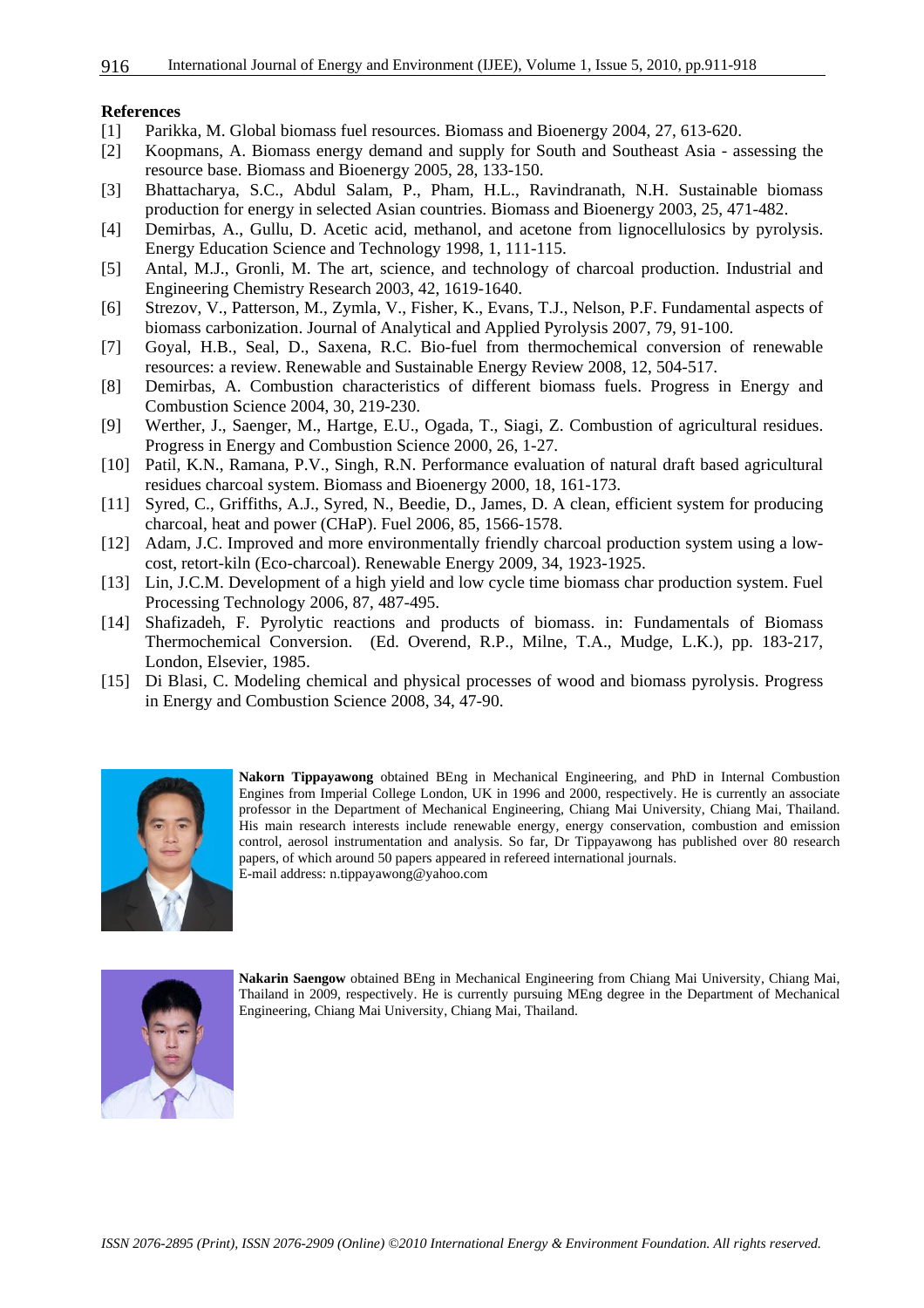**References**

[1] Parikka, M. Global biomass fuel resources. Biomass and Bioenergy 2004, 27, 613-620.

[2] Koopmans, A. Biomass energy demand and supply for South and Southeast Asia - assessing the resource base. Biomass and Bioenergy 2005, 28, 133-150.

[3] Bhattacharya, S.C., Abdul Salam, P., Pham, H.L., Ravindranath, N.H. Sustainable biomass production for energy in selected Asian countries. Biomass and Bioenergy 2003, 25, 471-482.

[4] Demirbas, A., Gullu, D. Acetic acid, methanol, and acetone from lignocellulosics by pyrolysis. Energy Education Science and Technology 1998, 1, 111-115.

[5] Antal, M.J., Gronli, M. The art, science, and technology of charcoal production. Industrial and Engineering Chemistry Research 2003, 42, 1619-1640.

[6] Strezov, V., Patterson, M., Zymla, V., Fisher, K., Evans, T.J., Nelson, P.F. Fundamental aspects of biomass carbonization. Journal of Analytical and Applied Pyrolysis 2007, 79, 91-100.

[7] Goyal, H.B., Seal, D., Saxena, R.C. Bio-fuel from thermochemical conversion of renewable resources: a review. Renewable and Sustainable Energy Review 2008, 12, 504-517.

[8] Demirbas, A. Combustion characteristics of different biomass fuels. Progress in Energy and Combustion Science 2004, 30, 219-230.

[9] Werther, J., Saenger, M., Hartge, E.U., Ogada, T., Siagi, Z. Combustion of agricultural residues. Progress in Energy and Combustion Science 2000, 26, 1-27.

[10] Patil, K.N., Ramana, P.V., Singh, R.N. Performance evaluation of natural draft based agricultural residues charcoal system. Biomass and Bioenergy 2000, 18, 161-173.

[11] Syred, C., Griffiths, A.J., Syred, N., Beedie, D., James, D. A clean, efficient system for producing charcoal, heat and power (CHaP). Fuel 2006, 85, 1566-1578.

[12] Adam, J.C. Improved and more environmentally friendly charcoal production system using a low-cost, retort-kiln (Eco-charcoal). Renewable Energy 2009, 34, 1923-1925.

[13] Lin, J.C.M. Development of a high yield and low cycle time biomass char production system. Fuel Processing Technology 2006, 87, 487-495.

[14] Shafizadeh, F. Pyrolytic reactions and products of biomass. in: Fundamentals of Biomass Thermochemical Conversion. (Ed. Overend, R.P., Milne, T.A., Mudge, L.K.), pp. 183-217, London, Elsevier, 1985.

[15] Di Blasi, C. Modeling chemical and physical processes of wood and biomass pyrolysis. Progress in Energy and Combustion Science 2008, 34, 47-90.

**Nakorn Tippayawong** obtained BEng in Mechanical Engineering, and PhD in Internal Combustion Engines from Imperial College London, UK in 1996 and 2000, respectively. He is currently an associate professor in the Department of Mechanical Engineering, Chiang Mai University, Chiang Mai, Thailand. His main research interests include renewable energy, energy conservation, combustion and emission control, aerosol instrumentation and analysis. So far, Dr Tippayawong has published over 80 research papers, of which around 50 papers appeared in refereed international journals.
E-mail address: n.tippayawong@yahoo.com

**Nakarin Saengow** obtained BEng in Mechanical Engineering from Chiang Mai University, Chiang Mai, Thailand in 2009, respectively. He is currently pursuing MEng degree in the Department of Mechanical Engineering, Chiang Mai University, Chiang Mai, Thailand.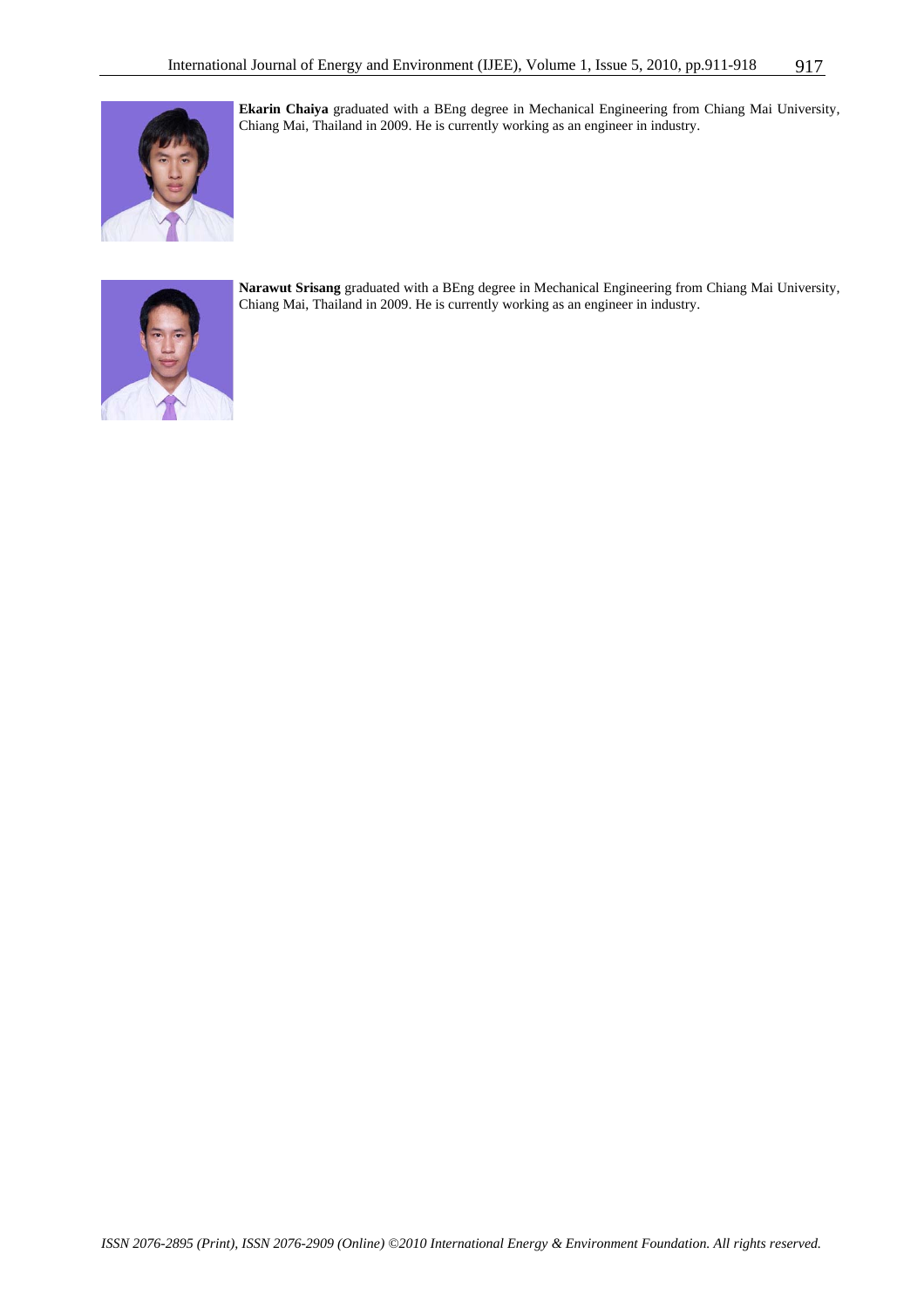**Ekarin Chaiya** graduated with a BEng degree in Mechanical Engineering from Chiang Mai University, Chiang Mai, Thailand in 2009. He is currently working as an engineer in industry.

**Narawut Srisang** graduated with a BEng degree in Mechanical Engineering from Chiang Mai University, Chiang Mai, Thailand in 2009. He is currently working as an engineer in industry.